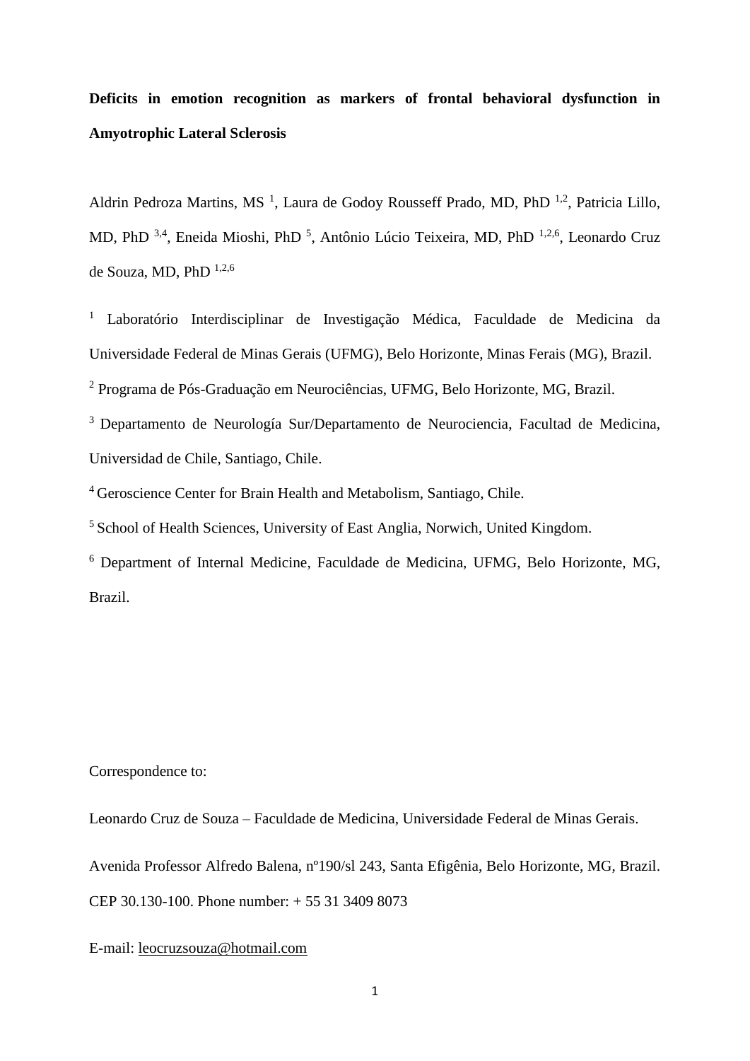**Deficits in emotion recognition as markers of frontal behavioral dysfunction in Amyotrophic Lateral Sclerosis**

Aldrin Pedroza Martins, MS [1], Laura de Godoy Rousseff Prado, MD, PhD [1,2], Patricia Lillo, MD, PhD [3,4], Eneida Mioshi, PhD [5], Antônio Lúcio Teixeira, MD, PhD [1,2,6], Leonardo Cruz de Souza, MD, PhD [1,2,6]

[1] Laboratório Interdisciplinar de Investigação Médica, Faculdade de Medicina da Universidade Federal de Minas Gerais (UFMG), Belo Horizonte, Minas Ferais (MG), Brazil.

[2] Programa de Pós-Graduação em Neurociências, UFMG, Belo Horizonte, MG, Brazil.

[3] Departamento de Neurología Sur/Departamento de Neurociencia, Facultad de Medicina, Universidad de Chile, Santiago, Chile.

[4] Geroscience Center for Brain Health and Metabolism, Santiago, Chile.

[5] School of Health Sciences, University of East Anglia, Norwich, United Kingdom.

[6] Department of Internal Medicine, Faculdade de Medicina, UFMG, Belo Horizonte, MG, Brazil.

Correspondence to:

Leonardo Cruz de Souza – Faculdade de Medicina, Universidade Federal de Minas Gerais.

Avenida Professor Alfredo Balena, nº190/sl 243, Santa Efigênia, Belo Horizonte, MG, Brazil. CEP 30.130-100. Phone number: + 55 31 3409 8073

E-mail: leocruzsouza@hotmail.com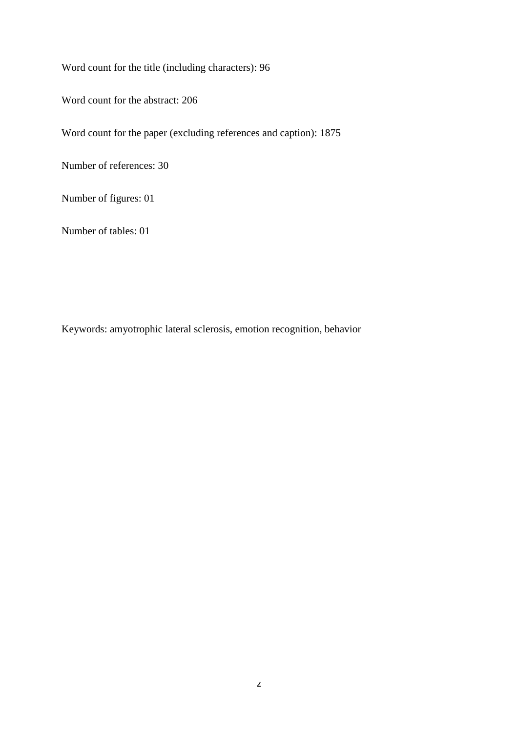Word count for the title (including characters): 96

Word count for the abstract: 206

Word count for the paper (excluding references and caption): 1875

Number of references: 30

Number of figures: 01

Number of tables: 01

Keywords: amyotrophic lateral sclerosis, emotion recognition, behavior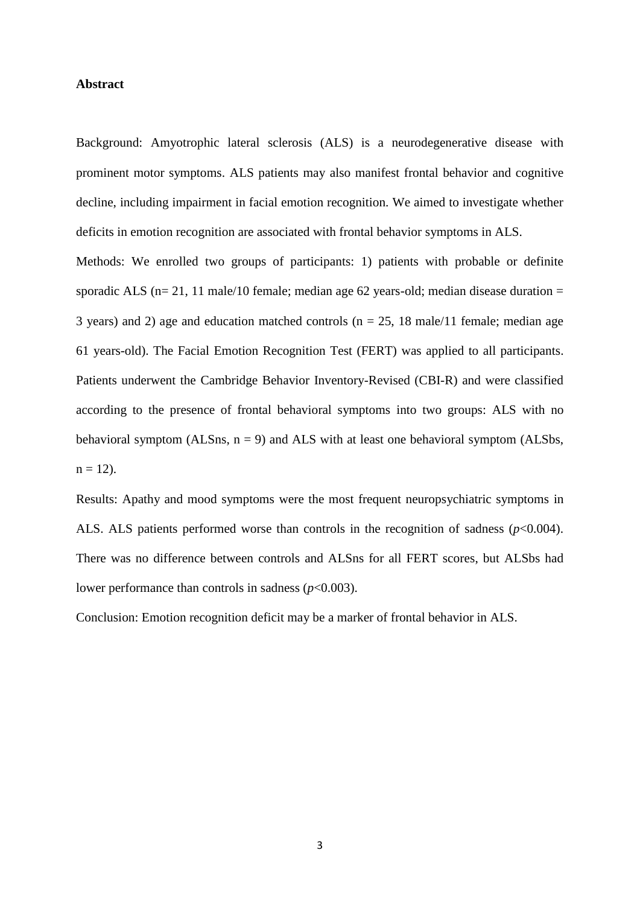**Abstract**

Background: Amyotrophic lateral sclerosis (ALS) is a neurodegenerative disease with prominent motor symptoms. ALS patients may also manifest frontal behavior and cognitive decline, including impairment in facial emotion recognition. We aimed to investigate whether deficits in emotion recognition are associated with frontal behavior symptoms in ALS.

Methods: We enrolled two groups of participants: 1) patients with probable or definite sporadic ALS (n= 21, 11 male/10 female; median age 62 years-old; median disease duration = 3 years) and 2) age and education matched controls (n = 25, 18 male/11 female; median age 61 years-old). The Facial Emotion Recognition Test (FERT) was applied to all participants. Patients underwent the Cambridge Behavior Inventory-Revised (CBI-R) and were classified according to the presence of frontal behavioral symptoms into two groups: ALS with no behavioral symptom (ALSns, n = 9) and ALS with at least one behavioral symptom (ALSbs, n = 12).

Results: Apathy and mood symptoms were the most frequent neuropsychiatric symptoms in ALS. ALS patients performed worse than controls in the recognition of sadness ($p$<0.004). There was no difference between controls and ALSns for all FERT scores, but ALSbs had lower performance than controls in sadness ($p$<0.003).

Conclusion: Emotion recognition deficit may be a marker of frontal behavior in ALS.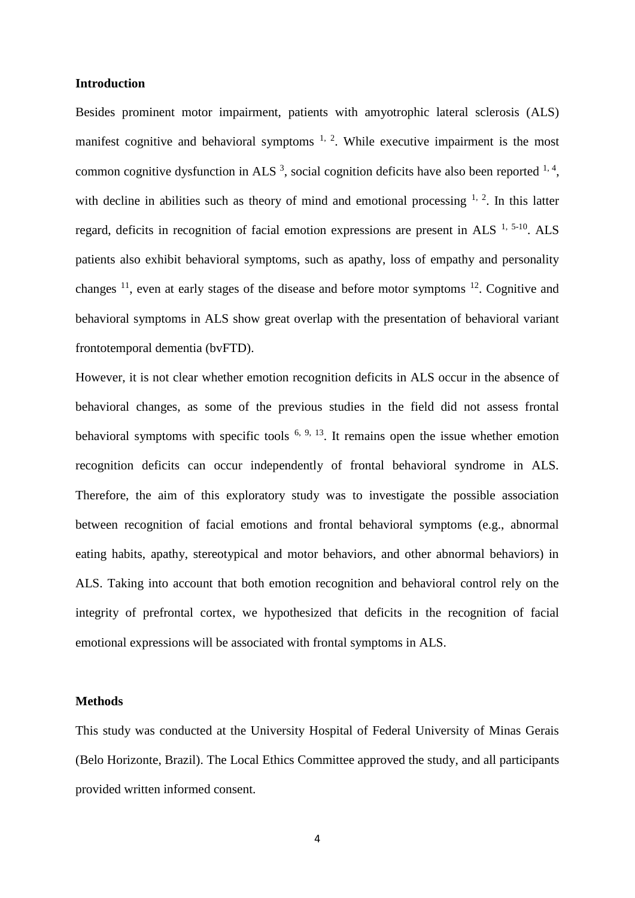## Introduction

Besides prominent motor impairment, patients with amyotrophic lateral sclerosis (ALS) manifest cognitive and behavioral symptoms [1, 2]. While executive impairment is the most common cognitive dysfunction in ALS [3], social cognition deficits have also been reported [1, 4], with decline in abilities such as theory of mind and emotional processing [1, 2]. In this latter regard, deficits in recognition of facial emotion expressions are present in ALS [1, 5-10]. ALS patients also exhibit behavioral symptoms, such as apathy, loss of empathy and personality changes [11], even at early stages of the disease and before motor symptoms [12]. Cognitive and behavioral symptoms in ALS show great overlap with the presentation of behavioral variant frontotemporal dementia (bvFTD).

However, it is not clear whether emotion recognition deficits in ALS occur in the absence of behavioral changes, as some of the previous studies in the field did not assess frontal behavioral symptoms with specific tools [6, 9, 13]. It remains open the issue whether emotion recognition deficits can occur independently of frontal behavioral syndrome in ALS. Therefore, the aim of this exploratory study was to investigate the possible association between recognition of facial emotions and frontal behavioral symptoms (e.g., abnormal eating habits, apathy, stereotypical and motor behaviors, and other abnormal behaviors) in ALS. Taking into account that both emotion recognition and behavioral control rely on the integrity of prefrontal cortex, we hypothesized that deficits in the recognition of facial emotional expressions will be associated with frontal symptoms in ALS.

## Methods

This study was conducted at the University Hospital of Federal University of Minas Gerais (Belo Horizonte, Brazil). The Local Ethics Committee approved the study, and all participants provided written informed consent.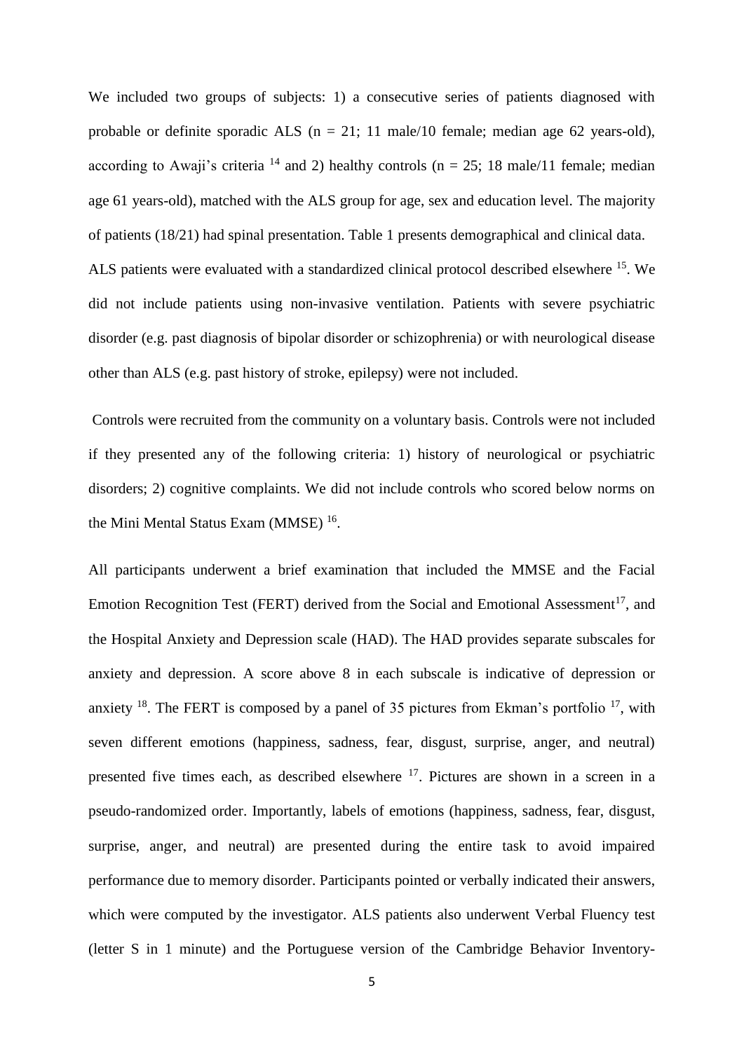We included two groups of subjects: 1) a consecutive series of patients diagnosed with probable or definite sporadic ALS (n = 21; 11 male/10 female; median age 62 years-old), according to Awaji's criteria [14] and 2) healthy controls (n = 25; 18 male/11 female; median age 61 years-old), matched with the ALS group for age, sex and education level. The majority of patients (18/21) had spinal presentation. Table 1 presents demographical and clinical data.

ALS patients were evaluated with a standardized clinical protocol described elsewhere [15]. We did not include patients using non-invasive ventilation. Patients with severe psychiatric disorder (e.g. past diagnosis of bipolar disorder or schizophrenia) or with neurological disease other than ALS (e.g. past history of stroke, epilepsy) were not included.

Controls were recruited from the community on a voluntary basis. Controls were not included if they presented any of the following criteria: 1) history of neurological or psychiatric disorders; 2) cognitive complaints. We did not include controls who scored below norms on the Mini Mental Status Exam (MMSE) [16].

All participants underwent a brief examination that included the MMSE and the Facial Emotion Recognition Test (FERT) derived from the Social and Emotional Assessment[17], and the Hospital Anxiety and Depression scale (HAD). The HAD provides separate subscales for anxiety and depression. A score above 8 in each subscale is indicative of depression or anxiety [18]. The FERT is composed by a panel of 35 pictures from Ekman's portfolio [17], with seven different emotions (happiness, sadness, fear, disgust, surprise, anger, and neutral) presented five times each, as described elsewhere [17]. Pictures are shown in a screen in a pseudo-randomized order. Importantly, labels of emotions (happiness, sadness, fear, disgust, surprise, anger, and neutral) are presented during the entire task to avoid impaired performance due to memory disorder. Participants pointed or verbally indicated their answers, which were computed by the investigator. ALS patients also underwent Verbal Fluency test (letter S in 1 minute) and the Portuguese version of the Cambridge Behavior Inventory-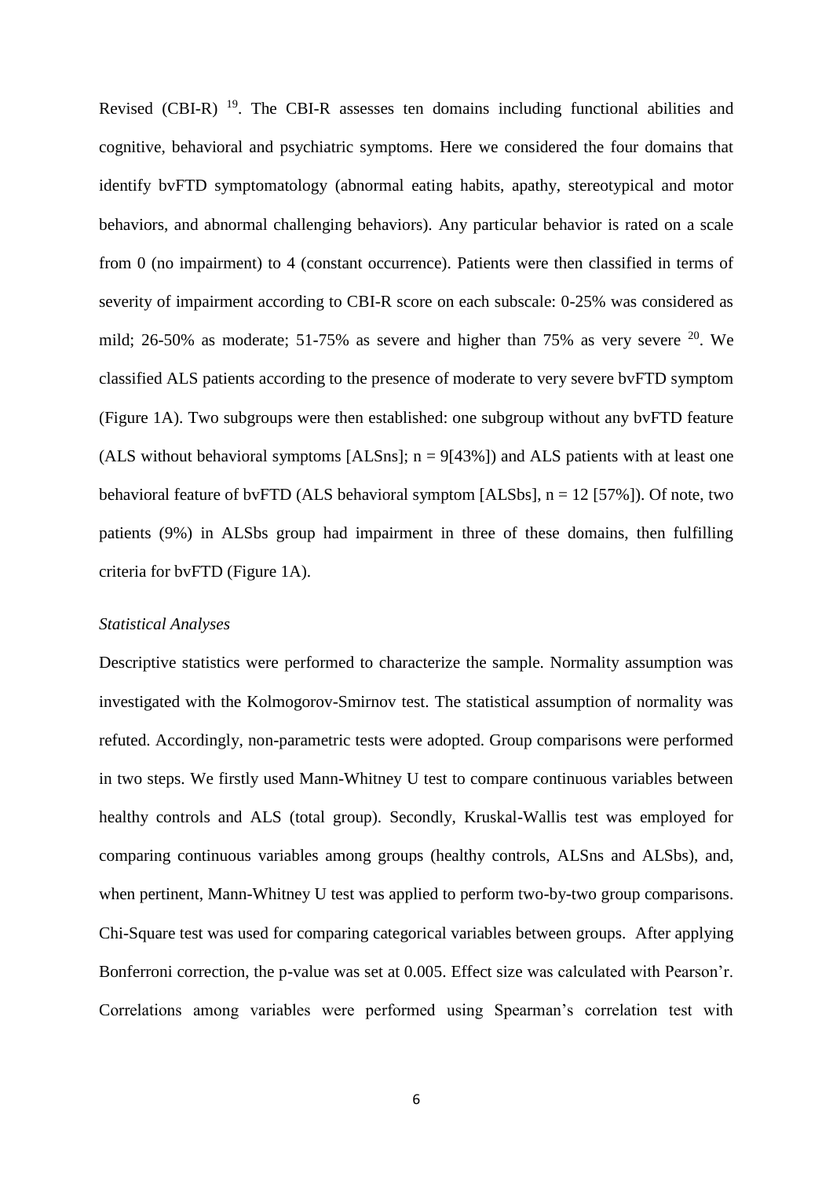Revised (CBI-R) [19]. The CBI-R assesses ten domains including functional abilities and cognitive, behavioral and psychiatric symptoms. Here we considered the four domains that identify bvFTD symptomatology (abnormal eating habits, apathy, stereotypical and motor behaviors, and abnormal challenging behaviors). Any particular behavior is rated on a scale from 0 (no impairment) to 4 (constant occurrence). Patients were then classified in terms of severity of impairment according to CBI-R score on each subscale: 0-25% was considered as mild; 26-50% as moderate; 51-75% as severe and higher than 75% as very severe [20]. We classified ALS patients according to the presence of moderate to very severe bvFTD symptom (Figure 1A). Two subgroups were then established: one subgroup without any bvFTD feature (ALS without behavioral symptoms [ALSns]; n = 9[43%]) and ALS patients with at least one behavioral feature of bvFTD (ALS behavioral symptom [ALSbs], n = 12 [57%]). Of note, two patients (9%) in ALSbs group had impairment in three of these domains, then fulfilling criteria for bvFTD (Figure 1A).

*Statistical Analyses*

Descriptive statistics were performed to characterize the sample. Normality assumption was investigated with the Kolmogorov-Smirnov test. The statistical assumption of normality was refuted. Accordingly, non-parametric tests were adopted. Group comparisons were performed in two steps. We firstly used Mann-Whitney U test to compare continuous variables between healthy controls and ALS (total group). Secondly, Kruskal-Wallis test was employed for comparing continuous variables among groups (healthy controls, ALSns and ALSbs), and, when pertinent, Mann-Whitney U test was applied to perform two-by-two group comparisons. Chi-Square test was used for comparing categorical variables between groups. After applying Bonferroni correction, the p-value was set at 0.005. Effect size was calculated with Pearson'r. Correlations among variables were performed using Spearman's correlation test with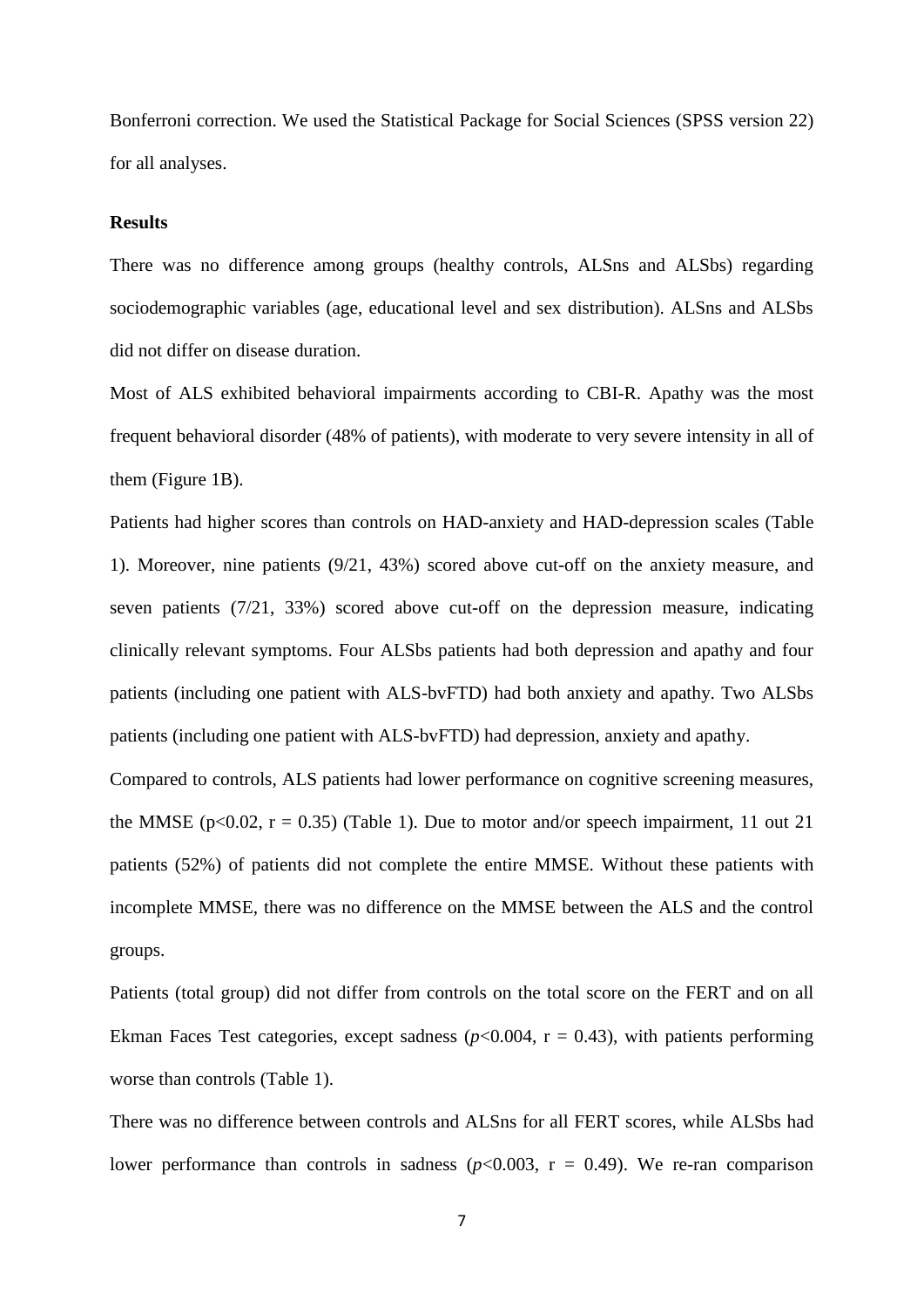Bonferroni correction. We used the Statistical Package for Social Sciences (SPSS version 22) for all analyses.

**Results**

There was no difference among groups (healthy controls, ALSns and ALSbs) regarding sociodemographic variables (age, educational level and sex distribution). ALSns and ALSbs did not differ on disease duration.

Most of ALS exhibited behavioral impairments according to CBI-R. Apathy was the most frequent behavioral disorder (48% of patients), with moderate to very severe intensity in all of them (Figure 1B).

Patients had higher scores than controls on HAD-anxiety and HAD-depression scales (Table 1). Moreover, nine patients (9/21, 43%) scored above cut-off on the anxiety measure, and seven patients (7/21, 33%) scored above cut-off on the depression measure, indicating clinically relevant symptoms. Four ALSbs patients had both depression and apathy and four patients (including one patient with ALS-bvFTD) had both anxiety and apathy. Two ALSbs patients (including one patient with ALS-bvFTD) had depression, anxiety and apathy.

Compared to controls, ALS patients had lower performance on cognitive screening measures, the MMSE ($p<0.02$, $r = 0.35$) (Table 1). Due to motor and/or speech impairment, 11 out 21 patients (52%) of patients did not complete the entire MMSE. Without these patients with incomplete MMSE, there was no difference on the MMSE between the ALS and the control groups.

Patients (total group) did not differ from controls on the total score on the FERT and on all Ekman Faces Test categories, except sadness ($p<0.004$, $r = 0.43$), with patients performing worse than controls (Table 1).

There was no difference between controls and ALSns for all FERT scores, while ALSbs had lower performance than controls in sadness ($p<0.003$, $r = 0.49$). We re-ran comparison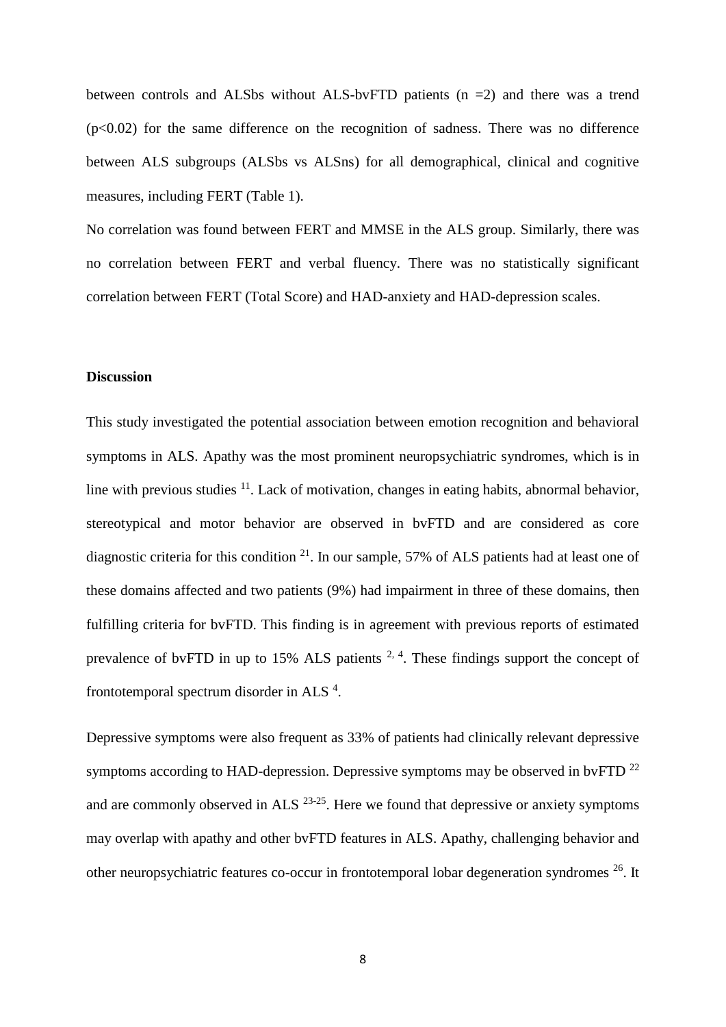between controls and ALSbs without ALS-bvFTD patients (n =2) and there was a trend ($p<0.02$) for the same difference on the recognition of sadness. There was no difference between ALS subgroups (ALSbs vs ALSns) for all demographical, clinical and cognitive measures, including FERT (Table 1).

No correlation was found between FERT and MMSE in the ALS group. Similarly, there was no correlation between FERT and verbal fluency. There was no statistically significant correlation between FERT (Total Score) and HAD-anxiety and HAD-depression scales.

## Discussion

This study investigated the potential association between emotion recognition and behavioral symptoms in ALS. Apathy was the most prominent neuropsychiatric syndromes, which is in line with previous studies [11]. Lack of motivation, changes in eating habits, abnormal behavior, stereotypical and motor behavior are observed in bvFTD and are considered as core diagnostic criteria for this condition [21]. In our sample, 57% of ALS patients had at least one of these domains affected and two patients (9%) had impairment in three of these domains, then fulfilling criteria for bvFTD. This finding is in agreement with previous reports of estimated prevalence of bvFTD in up to 15% ALS patients [2, 4]. These findings support the concept of frontotemporal spectrum disorder in ALS [4].

Depressive symptoms were also frequent as 33% of patients had clinically relevant depressive symptoms according to HAD-depression. Depressive symptoms may be observed in bvFTD [22] and are commonly observed in ALS [23-25]. Here we found that depressive or anxiety symptoms may overlap with apathy and other bvFTD features in ALS. Apathy, challenging behavior and other neuropsychiatric features co-occur in frontotemporal lobar degeneration syndromes [26]. It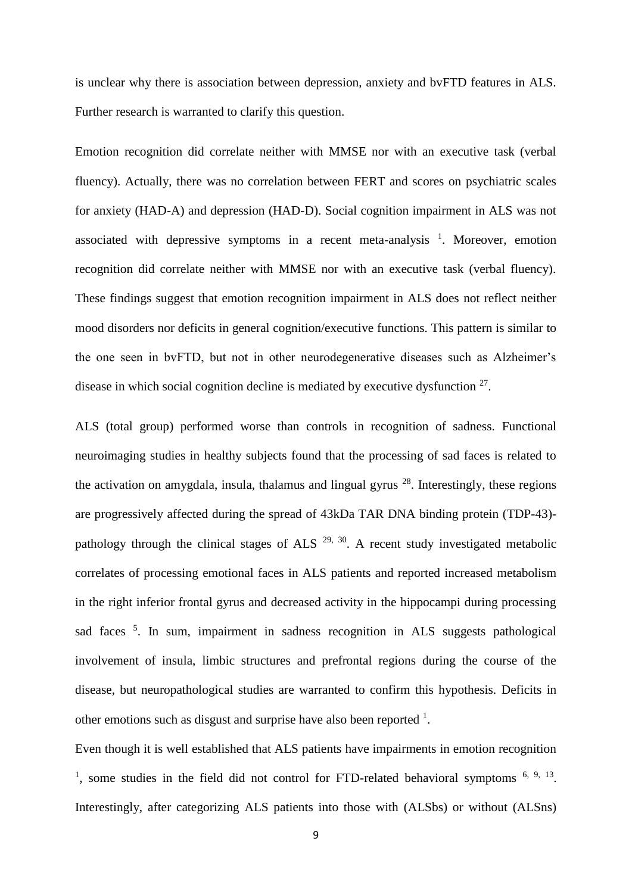is unclear why there is association between depression, anxiety and bvFTD features in ALS. Further research is warranted to clarify this question.

Emotion recognition did correlate neither with MMSE nor with an executive task (verbal fluency). Actually, there was no correlation between FERT and scores on psychiatric scales for anxiety (HAD-A) and depression (HAD-D). Social cognition impairment in ALS was not associated with depressive symptoms in a recent meta-analysis [1]. Moreover, emotion recognition did correlate neither with MMSE nor with an executive task (verbal fluency). These findings suggest that emotion recognition impairment in ALS does not reflect neither mood disorders nor deficits in general cognition/executive functions. This pattern is similar to the one seen in bvFTD, but not in other neurodegenerative diseases such as Alzheimer's disease in which social cognition decline is mediated by executive dysfunction [27].

ALS (total group) performed worse than controls in recognition of sadness. Functional neuroimaging studies in healthy subjects found that the processing of sad faces is related to the activation on amygdala, insula, thalamus and lingual gyrus [28]. Interestingly, these regions are progressively affected during the spread of 43kDa TAR DNA binding protein (TDP-43)-pathology through the clinical stages of ALS [29, 30]. A recent study investigated metabolic correlates of processing emotional faces in ALS patients and reported increased metabolism in the right inferior frontal gyrus and decreased activity in the hippocampi during processing sad faces [5]. In sum, impairment in sadness recognition in ALS suggests pathological involvement of insula, limbic structures and prefrontal regions during the course of the disease, but neuropathological studies are warranted to confirm this hypothesis. Deficits in other emotions such as disgust and surprise have also been reported [1].

Even though it is well established that ALS patients have impairments in emotion recognition [1], some studies in the field did not control for FTD-related behavioral symptoms [6, 9, 13]. Interestingly, after categorizing ALS patients into those with (ALSbs) or without (ALSns)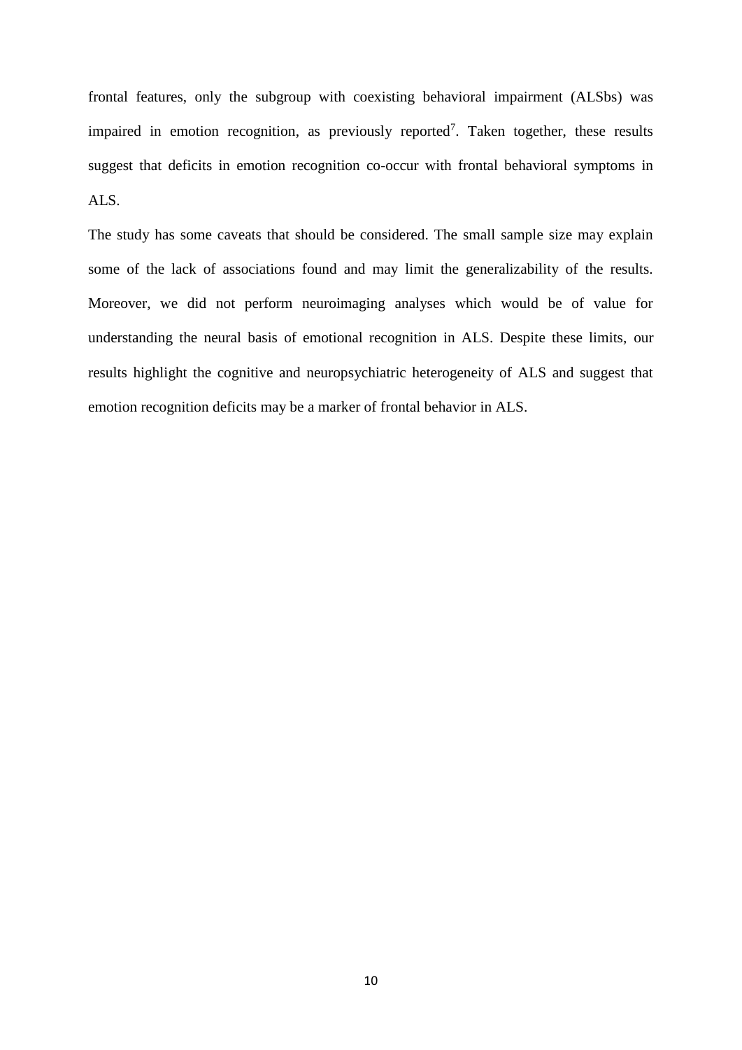frontal features, only the subgroup with coexisting behavioral impairment (ALSbs) was impaired in emotion recognition, as previously reported[7]. Taken together, these results suggest that deficits in emotion recognition co-occur with frontal behavioral symptoms in ALS.

The study has some caveats that should be considered. The small sample size may explain some of the lack of associations found and may limit the generalizability of the results. Moreover, we did not perform neuroimaging analyses which would be of value for understanding the neural basis of emotional recognition in ALS. Despite these limits, our results highlight the cognitive and neuropsychiatric heterogeneity of ALS and suggest that emotion recognition deficits may be a marker of frontal behavior in ALS.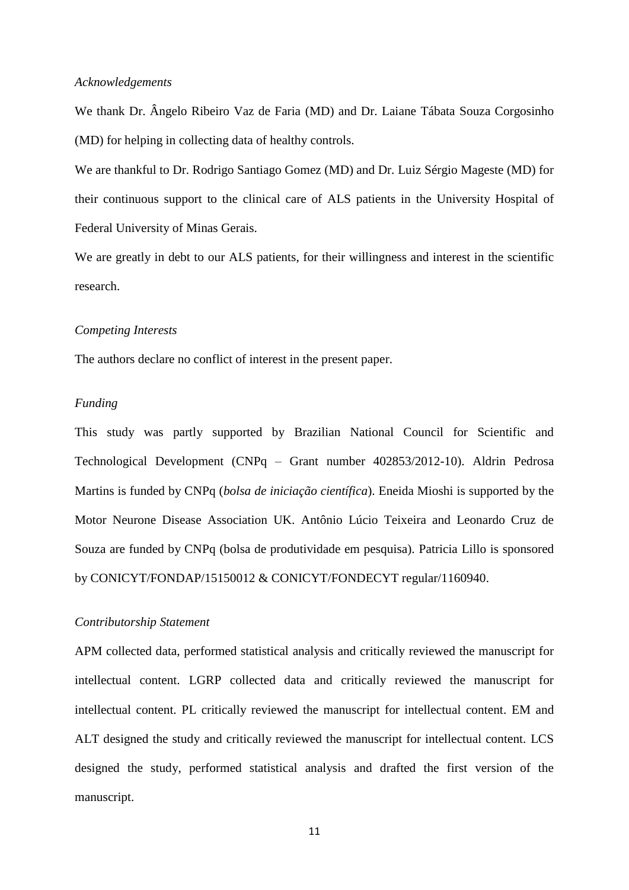*Acknowledgements*

We thank Dr. Ângelo Ribeiro Vaz de Faria (MD) and Dr. Laiane Tábata Souza Corgosinho (MD) for helping in collecting data of healthy controls.

We are thankful to Dr. Rodrigo Santiago Gomez (MD) and Dr. Luiz Sérgio Mageste (MD) for their continuous support to the clinical care of ALS patients in the University Hospital of Federal University of Minas Gerais.

We are greatly in debt to our ALS patients, for their willingness and interest in the scientific research.

*Competing Interests*

The authors declare no conflict of interest in the present paper.

*Funding*

This study was partly supported by Brazilian National Council for Scientific and Technological Development (CNPq – Grant number 402853/2012-10). Aldrin Pedrosa Martins is funded by CNPq (*bolsa de iniciação científica*). Eneida Mioshi is supported by the Motor Neurone Disease Association UK. Antônio Lúcio Teixeira and Leonardo Cruz de Souza are funded by CNPq (bolsa de produtividade em pesquisa). Patricia Lillo is sponsored by CONICYT/FONDAP/15150012 & CONICYT/FONDECYT regular/1160940.

*Contributorship Statement*

APM collected data, performed statistical analysis and critically reviewed the manuscript for intellectual content. LGRP collected data and critically reviewed the manuscript for intellectual content. PL critically reviewed the manuscript for intellectual content. EM and ALT designed the study and critically reviewed the manuscript for intellectual content. LCS designed the study, performed statistical analysis and drafted the first version of the manuscript.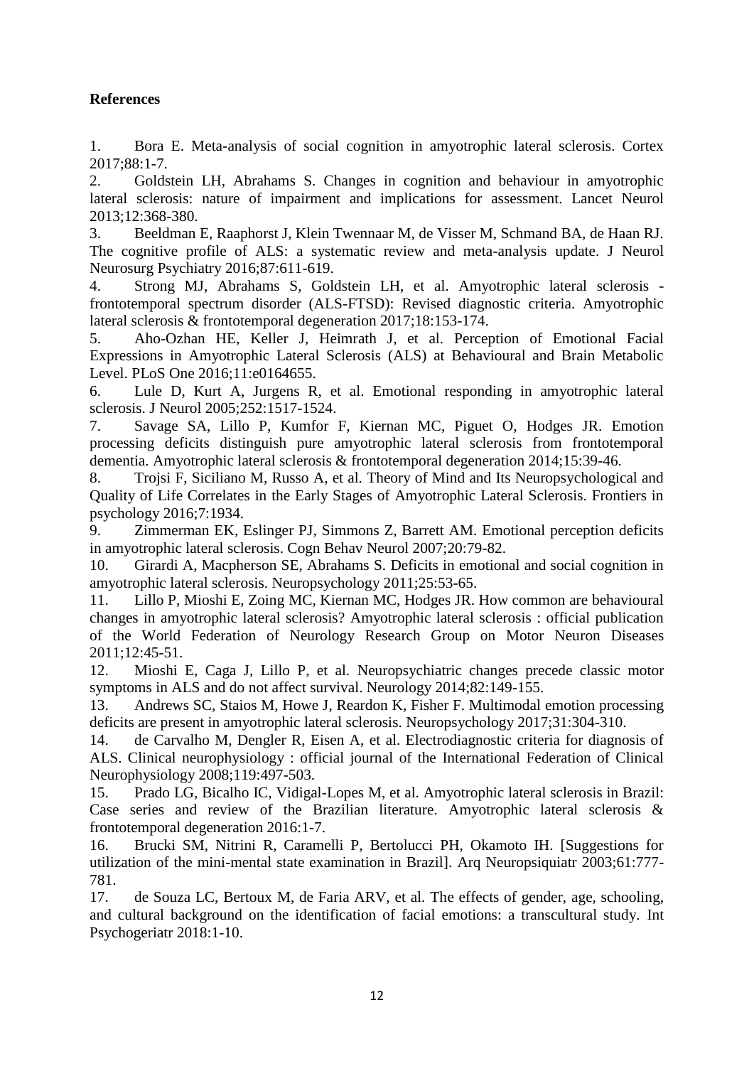## References

1. Bora E. Meta-analysis of social cognition in amyotrophic lateral sclerosis. Cortex 2017;88:1-7.
2. Goldstein LH, Abrahams S. Changes in cognition and behaviour in amyotrophic lateral sclerosis: nature of impairment and implications for assessment. Lancet Neurol 2013;12:368-380.
3. Beeldman E, Raaphorst J, Klein Twennaar M, de Visser M, Schmand BA, de Haan RJ. The cognitive profile of ALS: a systematic review and meta-analysis update. J Neurol Neurosurg Psychiatry 2016;87:611-619.
4. Strong MJ, Abrahams S, Goldstein LH, et al. Amyotrophic lateral sclerosis - frontotemporal spectrum disorder (ALS-FTSD): Revised diagnostic criteria. Amyotrophic lateral sclerosis & frontotemporal degeneration 2017;18:153-174.
5. Aho-Ozhan HE, Keller J, Heimrath J, et al. Perception of Emotional Facial Expressions in Amyotrophic Lateral Sclerosis (ALS) at Behavioural and Brain Metabolic Level. PLoS One 2016;11:e0164655.
6. Lule D, Kurt A, Jurgens R, et al. Emotional responding in amyotrophic lateral sclerosis. J Neurol 2005;252:1517-1524.
7. Savage SA, Lillo P, Kumfor F, Kiernan MC, Piguet O, Hodges JR. Emotion processing deficits distinguish pure amyotrophic lateral sclerosis from frontotemporal dementia. Amyotrophic lateral sclerosis & frontotemporal degeneration 2014;15:39-46.
8. Trojsi F, Siciliano M, Russo A, et al. Theory of Mind and Its Neuropsychological and Quality of Life Correlates in the Early Stages of Amyotrophic Lateral Sclerosis. Frontiers in psychology 2016;7:1934.
9. Zimmerman EK, Eslinger PJ, Simmons Z, Barrett AM. Emotional perception deficits in amyotrophic lateral sclerosis. Cogn Behav Neurol 2007;20:79-82.
10. Girardi A, Macpherson SE, Abrahams S. Deficits in emotional and social cognition in amyotrophic lateral sclerosis. Neuropsychology 2011;25:53-65.
11. Lillo P, Mioshi E, Zoing MC, Kiernan MC, Hodges JR. How common are behavioural changes in amyotrophic lateral sclerosis? Amyotrophic lateral sclerosis : official publication of the World Federation of Neurology Research Group on Motor Neuron Diseases 2011;12:45-51.
12. Mioshi E, Caga J, Lillo P, et al. Neuropsychiatric changes precede classic motor symptoms in ALS and do not affect survival. Neurology 2014;82:149-155.
13. Andrews SC, Staios M, Howe J, Reardon K, Fisher F. Multimodal emotion processing deficits are present in amyotrophic lateral sclerosis. Neuropsychology 2017;31:304-310.
14. de Carvalho M, Dengler R, Eisen A, et al. Electrodiagnostic criteria for diagnosis of ALS. Clinical neurophysiology : official journal of the International Federation of Clinical Neurophysiology 2008;119:497-503.
15. Prado LG, Bicalho IC, Vidigal-Lopes M, et al. Amyotrophic lateral sclerosis in Brazil: Case series and review of the Brazilian literature. Amyotrophic lateral sclerosis & frontotemporal degeneration 2016:1-7.
16. Brucki SM, Nitrini R, Caramelli P, Bertolucci PH, Okamoto IH. [Suggestions for utilization of the mini-mental state examination in Brazil]. Arq Neuropsiquiatr 2003;61:777-781.
17. de Souza LC, Bertoux M, de Faria ARV, et al. The effects of gender, age, schooling, and cultural background on the identification of facial emotions: a transcultural study. Int Psychogeriatr 2018:1-10.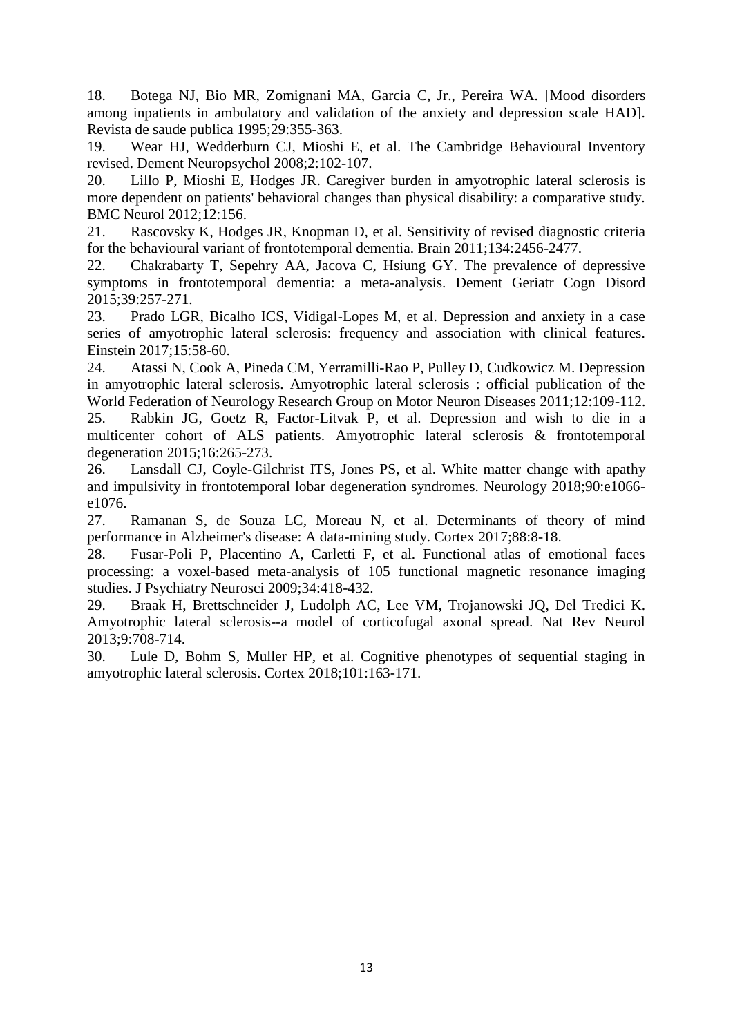18. Botega NJ, Bio MR, Zomignani MA, Garcia C, Jr., Pereira WA. [Mood disorders among inpatients in ambulatory and validation of the anxiety and depression scale HAD]. Revista de saude publica 1995;29:355-363.
19. Wear HJ, Wedderburn CJ, Mioshi E, et al. The Cambridge Behavioural Inventory revised. Dement Neuropsychol 2008;2:102-107.
20. Lillo P, Mioshi E, Hodges JR. Caregiver burden in amyotrophic lateral sclerosis is more dependent on patients' behavioral changes than physical disability: a comparative study. BMC Neurol 2012;12:156.
21. Rascovsky K, Hodges JR, Knopman D, et al. Sensitivity of revised diagnostic criteria for the behavioural variant of frontotemporal dementia. Brain 2011;134:2456-2477.
22. Chakrabarty T, Sepehry AA, Jacova C, Hsiung GY. The prevalence of depressive symptoms in frontotemporal dementia: a meta-analysis. Dement Geriatr Cogn Disord 2015;39:257-271.
23. Prado LGR, Bicalho ICS, Vidigal-Lopes M, et al. Depression and anxiety in a case series of amyotrophic lateral sclerosis: frequency and association with clinical features. Einstein 2017;15:58-60.
24. Atassi N, Cook A, Pineda CM, Yerramilli-Rao P, Pulley D, Cudkowicz M. Depression in amyotrophic lateral sclerosis. Amyotrophic lateral sclerosis : official publication of the World Federation of Neurology Research Group on Motor Neuron Diseases 2011;12:109-112.
25. Rabkin JG, Goetz R, Factor-Litvak P, et al. Depression and wish to die in a multicenter cohort of ALS patients. Amyotrophic lateral sclerosis & frontotemporal degeneration 2015;16:265-273.
26. Lansdall CJ, Coyle-Gilchrist ITS, Jones PS, et al. White matter change with apathy and impulsivity in frontotemporal lobar degeneration syndromes. Neurology 2018;90:e1066-e1076.
27. Ramanan S, de Souza LC, Moreau N, et al. Determinants of theory of mind performance in Alzheimer's disease: A data-mining study. Cortex 2017;88:8-18.
28. Fusar-Poli P, Placentino A, Carletti F, et al. Functional atlas of emotional faces processing: a voxel-based meta-analysis of 105 functional magnetic resonance imaging studies. J Psychiatry Neurosci 2009;34:418-432.
29. Braak H, Brettschneider J, Ludolph AC, Lee VM, Trojanowski JQ, Del Tredici K. Amyotrophic lateral sclerosis--a model of corticofugal axonal spread. Nat Rev Neurol 2013;9:708-714.
30. Lule D, Bohm S, Muller HP, et al. Cognitive phenotypes of sequential staging in amyotrophic lateral sclerosis. Cortex 2018;101:163-171.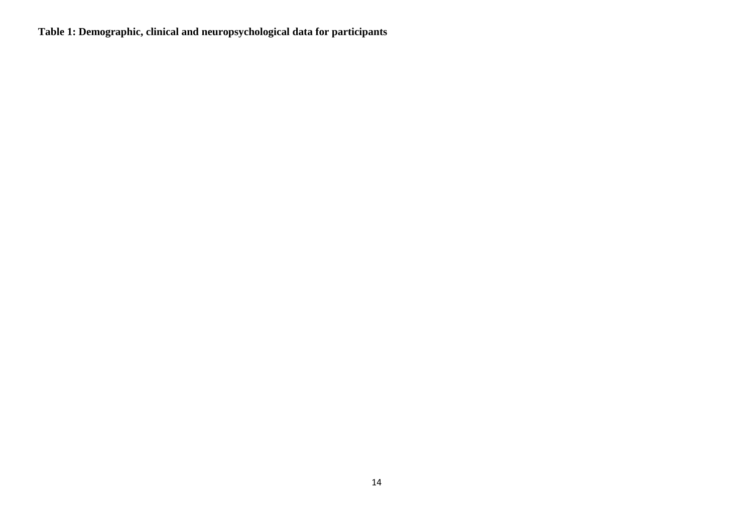**Table 1: Demographic, clinical and neuropsychological data for participants**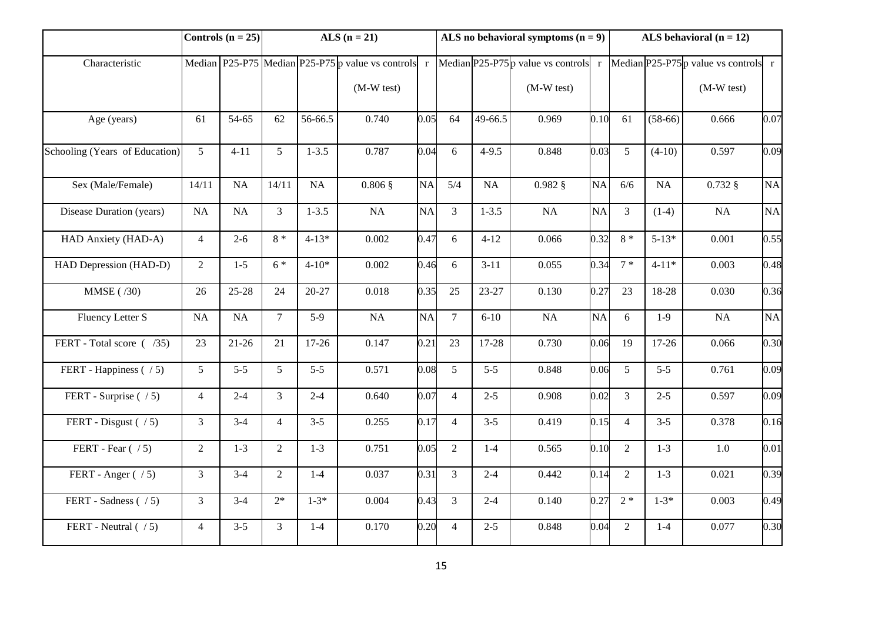| | Controls (n = 25) | | ALS (n = 21) | | | | ALS no behavioral symptoms (n = 9) | | | | ALS behavioral (n = 12) | | | |
|---|---|---|---|---|---|---|---|---|---|---|---|---|---|---|
| Characteristic | Median | P25-P75 | Median | P25-P75 | p value vs controls (M-W test) | r | Median | P25-P75 | p value vs controls (M-W test) | r | Median | P25-P75 | p value vs controls (M-W test) | r |
| Age (years) | 61 | 54-65 | 62 | 56-66.5 | 0.740 | 0.05 | 64 | 49-66.5 | 0.969 | 0.10 | 61 | (58-66) | 0.666 | 0.07 |
| Schooling (Years of Education) | 5 | 4-11 | 5 | 1-3.5 | 0.787 | 0.04 | 6 | 4-9.5 | 0.848 | 0.03 | 5 | (4-10) | 0.597 | 0.09 |
| Sex (Male/Female) | 14/11 | NA | 14/11 | NA | 0.806 § | NA | 5/4 | NA | 0.982 § | NA | 6/6 | NA | 0.732 § | NA |
| Disease Duration (years) | NA | NA | 3 | 1-3.5 | NA | NA | 3 | 1-3.5 | NA | NA | 3 | (1-4) | NA | NA |
| HAD Anxiety (HAD-A) | 4 | 2-6 | 8 * | 4-13* | 0.002 | 0.47 | 6 | 4-12 | 0.066 | 0.32 | 8 * | 5-13* | 0.001 | 0.55 |
| HAD Depression (HAD-D) | 2 | 1-5 | 6 * | 4-10* | 0.002 | 0.46 | 6 | 3-11 | 0.055 | 0.34 | 7 * | 4-11* | 0.003 | 0.48 |
| MMSE ( /30) | 26 | 25-28 | 24 | 20-27 | 0.018 | 0.35 | 25 | 23-27 | 0.130 | 0.27 | 23 | 18-28 | 0.030 | 0.36 |
| Fluency Letter S | NA | NA | 7 | 5-9 | NA | NA | 7 | 6-10 | NA | NA | 6 | 1-9 | NA | NA |
| FERT - Total score ( /35) | 23 | 21-26 | 21 | 17-26 | 0.147 | 0.21 | 23 | 17-28 | 0.730 | 0.06 | 19 | 17-26 | 0.066 | 0.30 |
| FERT - Happiness ( / 5) | 5 | 5-5 | 5 | 5-5 | 0.571 | 0.08 | 5 | 5-5 | 0.848 | 0.06 | 5 | 5-5 | 0.761 | 0.09 |
| FERT - Surprise ( / 5) | 4 | 2-4 | 3 | 2-4 | 0.640 | 0.07 | 4 | 2-5 | 0.908 | 0.02 | 3 | 2-5 | 0.597 | 0.09 |
| FERT - Disgust ( / 5) | 3 | 3-4 | 4 | 3-5 | 0.255 | 0.17 | 4 | 3-5 | 0.419 | 0.15 | 4 | 3-5 | 0.378 | 0.16 |
| FERT - Fear ( / 5) | 2 | 1-3 | 2 | 1-3 | 0.751 | 0.05 | 2 | 1-4 | 0.565 | 0.10 | 2 | 1-3 | 1.0 | 0.01 |
| FERT - Anger ( / 5) | 3 | 3-4 | 2 | 1-4 | 0.037 | 0.31 | 3 | 2-4 | 0.442 | 0.14 | 2 | 1-3 | 0.021 | 0.39 |
| FERT - Sadness ( / 5) | 3 | 3-4 | 2* | 1-3* | 0.004 | 0.43 | 3 | 2-4 | 0.140 | 0.27 | 2 * | 1-3* | 0.003 | 0.49 |
| FERT - Neutral ( / 5) | 4 | 3-5 | 3 | 1-4 | 0.170 | 0.20 | 4 | 2-5 | 0.848 | 0.04 | 2 | 1-4 | 0.077 | 0.30 |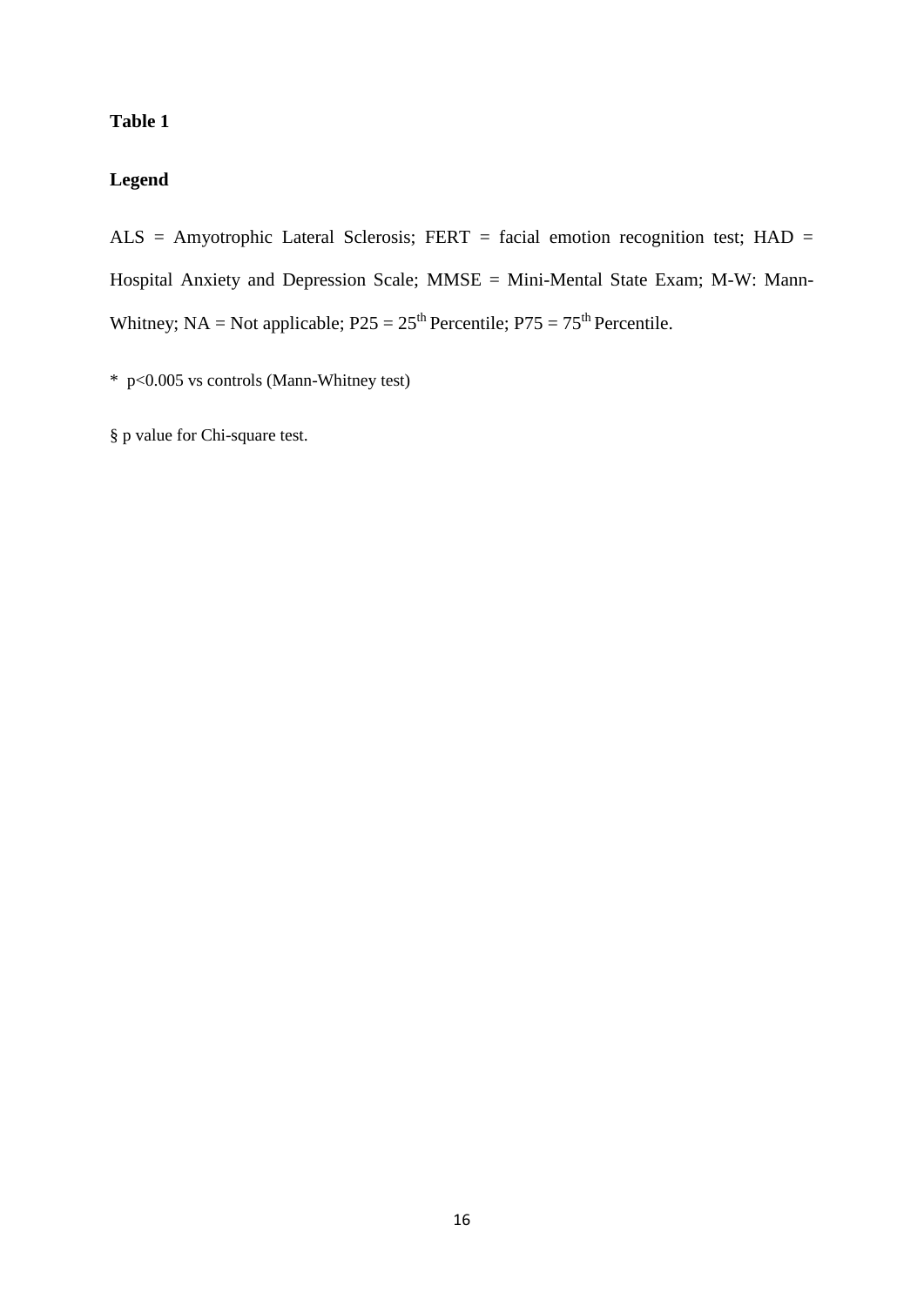**Table 1**

**Legend**

ALS = Amyotrophic Lateral Sclerosis; FERT = facial emotion recognition test; HAD = Hospital Anxiety and Depression Scale; MMSE = Mini-Mental State Exam; M-W: Mann-Whitney; NA = Not applicable; P25 = $25^{th}$ Percentile; P75 = $75^{th}$ Percentile.

* $p<0.005$ vs controls (Mann-Whitney test)

§ p value for Chi-square test.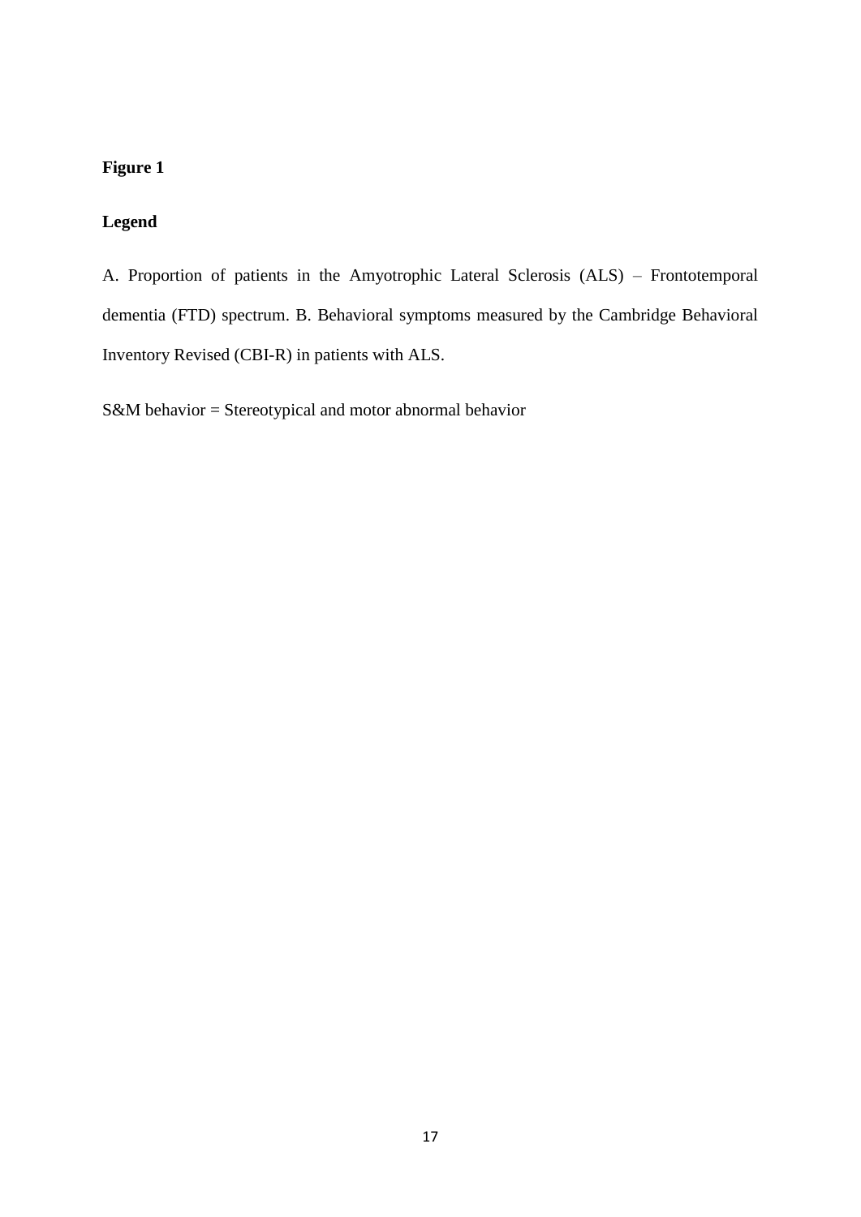**Figure 1**

**Legend**

A. Proportion of patients in the Amyotrophic Lateral Sclerosis (ALS) – Frontotemporal dementia (FTD) spectrum. B. Behavioral symptoms measured by the Cambridge Behavioral Inventory Revised (CBI-R) in patients with ALS.

S&M behavior = Stereotypical and motor abnormal behavior